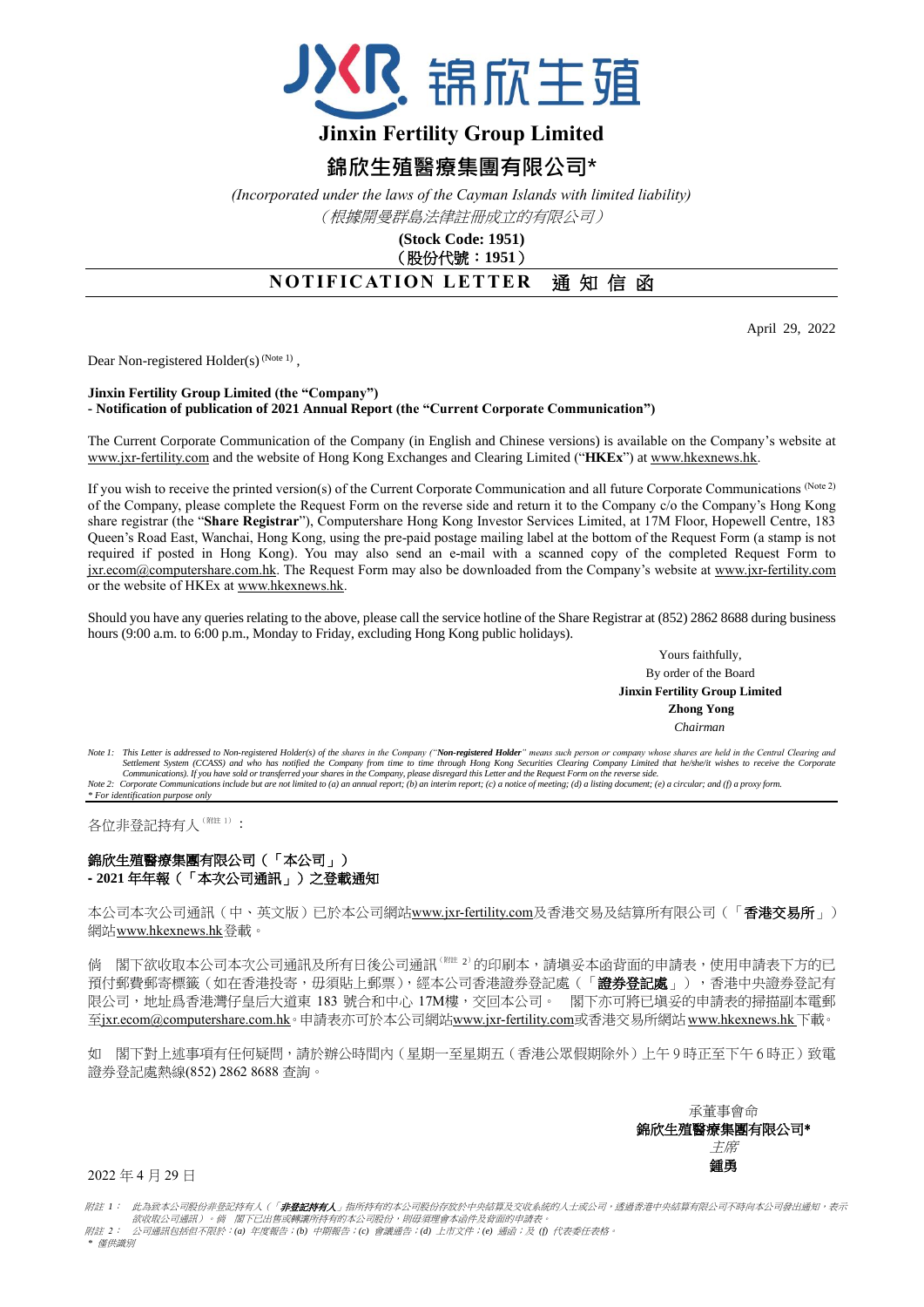# Jinxin Fertility Group Limited

# 錦欣生殖醫療集團有限公司*

*(Incorporated under the laws of the Cayman Islands with limited liability)*

*（根據開曼群島法律註冊成立的有限公司）*

**(Stock Code: 1951)**

**（股份代號：1951）**

## NOTIFICATION LETTER 通 知 信 函

April 29, 2022

Dear Non-registered Holder(s) (Note 1),

**Jinxin Fertility Group Limited (the "Company")**
**- Notification of publication of 2021 Annual Report (the "Current Corporate Communication")**

The Current Corporate Communication of the Company (in English and Chinese versions) is available on the Company's website at www.jxr-fertility.com and the website of Hong Kong Exchanges and Clearing Limited ("**HKEx**") at www.hkexnews.hk.

If you wish to receive the printed version(s) of the Current Corporate Communication and all future Corporate Communications (Note 2) of the Company, please complete the Request Form on the reverse side and return it to the Company c/o the Company's Hong Kong share registrar (the "**Share Registrar**"), Computershare Hong Kong Investor Services Limited, at 17M Floor, Hopewell Centre, 183 Queen's Road East, Wanchai, Hong Kong, using the pre-paid postage mailing label at the bottom of the Request Form (a stamp is not required if posted in Hong Kong). You may also send an e-mail with a scanned copy of the completed Request Form to jxr.ecom@computershare.com.hk. The Request Form may also be downloaded from the Company's website at www.jxr-fertility.com or the website of HKEx at www.hkexnews.hk.

Should you have any queries relating to the above, please call the service hotline of the Share Registrar at (852) 2862 8688 during business hours (9:00 a.m. to 6:00 p.m., Monday to Friday, excluding Hong Kong public holidays).

Yours faithfully,
By order of the Board
**Jinxin Fertility Group Limited**
**Zhong Yong**
*Chairman*

*Note 1: This Letter is addressed to Non-registered Holder(s) of the shares in the Company ("**Non-registered Holder**" means such person or company whose shares are held in the Central Clearing and Settlement System (CCASS) and who has notified the Company from time to time through Hong Kong Securities Clearing Company Limited that he/she/it wishes to receive the Corporate Communications). If you have sold or transferred your shares in the Company, please disregard this Letter and the Request Form on the reverse side.*
*Note 2: Corporate Communications include but are not limited to (a) an annual report; (b) an interim report; (c) a notice of meeting; (d) a listing document; (e) a circular; and (f) a proxy form.*
*\* For identification purpose only*

---

各位非登記持有人（附註 1）：

**錦欣生殖醫療集團有限公司（「本公司」）**
**- 2021 年年報（「本次公司通訊」）之登載通知**

本公司本次公司通訊（中、英文版）已於本公司網站www.jxr-fertility.com及香港交易及結算所有限公司（「**香港交易所**」）網站www.hkexnews.hk登載。

倘 閣下欲收取本公司本次公司通訊及所有日後公司通訊（附註 2）的印刷本，請填妥本函背面的申請表，使用申請表下方的已預付郵費郵寄標籤（如在香港投寄，毋須貼上郵票），經本公司香港證券登記處（「**證券登記處**」），香港中央證券登記有限公司，地址爲香港灣仔皇后大道東 183 號合和中心 17M樓，交回本公司。 閣下亦可將已填妥的申請表的掃描副本電郵至jxr.ecom@computershare.com.hk。申請表亦可於本公司網站www.jxr-fertility.com或香港交易所網站www.hkexnews.hk下載。

如 閣下對上述事項有任何疑問，請於辦公時間內（星期一至星期五（香港公眾假期除外）上午 9 時正至下午 6 時正）致電證券登記處熱線(852) 2862 8688 查詢。

承董事會命
**錦欣生殖醫療集團有限公司***
*主席*
**鍾勇**

2022 年 4 月 29 日

*附註 1： 此為致本公司股份非登記持有人（「**非登記持有人**」指所持有的本公司股份存放於中央結算及交收系統的人士或公司，透過香港中央結算有限公司不時向本公司發出通知，表示欲收取公司通訊）。倘 閣下已出售或轉讓所持有的本公司股份，則毋須理會本函件及背面的申請表。*
*附註 2： 公司通訊包括但不限於：(a) 年度報告；(b) 中期報告；(c) 會議通告；(d) 上市文件；(e) 通函；及 (f) 代表委任表格。*
*\* 僅供識別*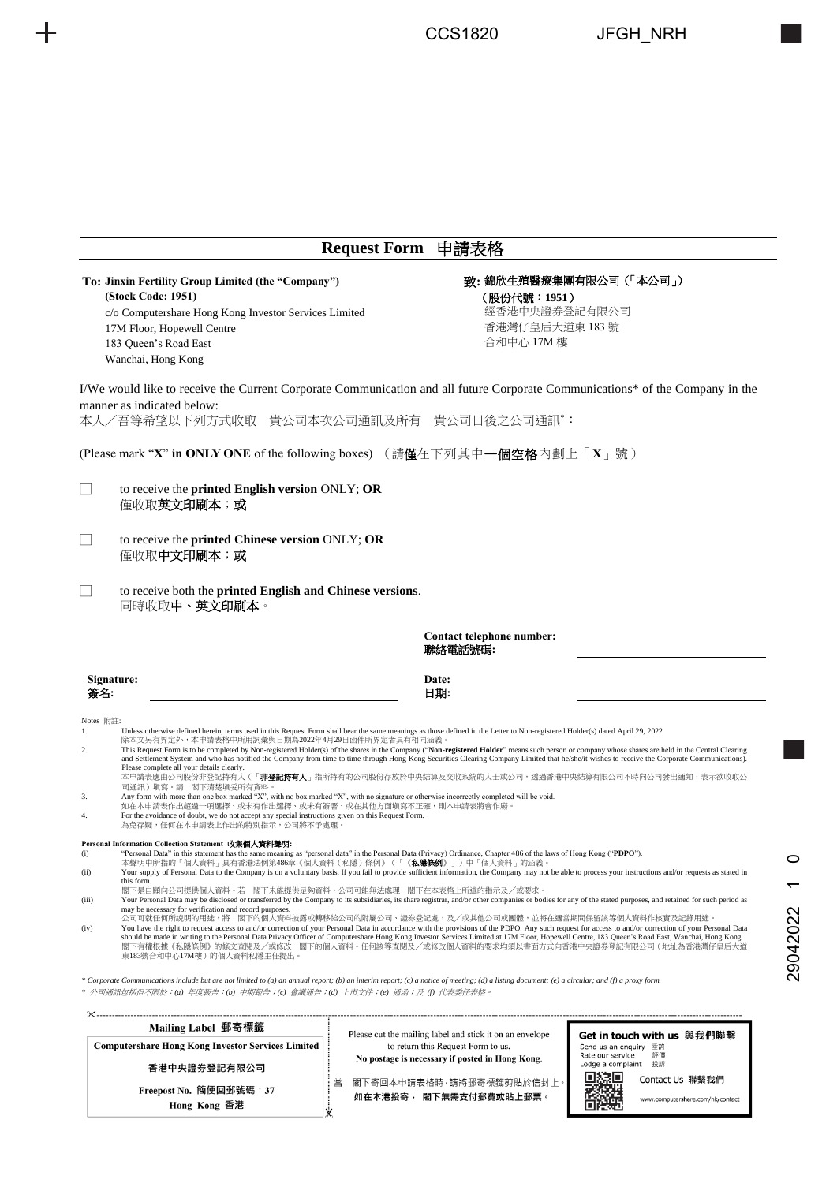# Request Form 申請表格

**To: Jinxin Fertility Group Limited (the "Company")**
**(Stock Code: 1951)**
c/o Computershare Hong Kong Investor Services Limited
17M Floor, Hopewell Centre
183 Queen's Road East
Wanchai, Hong Kong

**致: 錦欣生殖醫療集團有限公司(「本公司」)**
**(股份代號:1951)**
經香港中央證券登記有限公司
香港灣仔皇后大道東 183 號
合和中心 17M 樓

I/We would like to receive the Current Corporate Communication and all future Corporate Communications* of the Company in the manner as indicated below:
本人/吾等希望以下列方式收取　貴公司本次公司通訊及所有　貴公司日後之公司通訊*:

(Please mark "**X**" **in ONLY ONE** of the following boxes) (請**僅**在下列其中**一個空格**內劃上「**X**」號)

☐ to receive the **printed English version** ONLY; **OR**
僅收取**英文印刷本;或**

☐ to receive the **printed Chinese version** ONLY; **OR**
僅收取**中文印刷本;或**

☐ to receive both the **printed English and Chinese versions**.
同時收取**中、英文印刷本**。

**Contact telephone number:**
**聯絡電話號碼:** ____________________

**Signature:**
**簽名:** ____________________

**Date:**
**日期:** ____________________

Notes 附註:

1. Unless otherwise defined herein, terms used in this Request Form shall bear the same meanings as those defined in the Letter to Non-registered Holder(s) dated April 29, 2022
除本文另有界定外,本申請表格中所用詞彙與日期為2022年4月29日函件所界定者具有相同涵義。
2. This Request Form is to be completed by Non-registered Holder(s) of the shares in the Company ("**Non-registered Holder**" means such person or company whose shares are held in the Central Clearing and Settlement System and who has notified the Company from time to time through Hong Kong Securities Clearing Company Limited that he/she/it wishes to receive the Corporate Communications). Please complete all your details clearly.
本申請表應由公司股份非登記持有人(「**非登記持有人**」指所持有的公司股份存放於中央結算及交收系統的人士或公司,透過香港中央結算有限公司不時向公司發出通知,表示欲收取公司通訊)填寫。請　閣下清楚填妥所有資料。
3. Any form with more than one box marked "X", with no box marked "X", with no signature or otherwise incorrectly completed will be void.
如在本申請表作出超過一項選擇、或未有作出選擇、或未有簽署、或在其他方面填寫不正確,則本申請表將會作廢。
4. For the avoidance of doubt, we do not accept any special instructions given on this Request Form.
為免存疑,任何在本申請表上作出的特別指示,公司將不予處理。

**Personal Information Collection Statement 收集個人資料聲明:**

(i) "Personal Data" in this statement has the same meaning as "personal data" in the Personal Data (Privacy) Ordinance, Chapter 486 of the laws of Hong Kong ("**PDPO**").
本聲明中所指的「個人資料」具有香港法例第486章《個人資料(私隱)條例》(「《**私隱條例**》」)中「個人資料」的涵義。
(ii) Your supply of Personal Data to the Company is on a voluntary basis. If you fail to provide sufficient information, the Company may not be able to process your instructions and/or requests as stated in this form.
閣下是自願向公司提供個人資料。若　閣下未能提供足夠資料,公司可能無法處理　閣下在本表格上所述的指示及/或要求。
(iii) Your Personal Data may be disclosed or transferred by the Company to its subsidiaries, its share registrar, and/or other companies or bodies for any of the stated purposes, and retained for such period as may be necessary for verification and record purposes.
公司可就任何所說明的用途,將　閣下的個人資料披露或轉移給公司的附屬公司、證券登記處,及/或其他公司或團體,並將在適當期間保留該等個人資料作核實及記錄用途。
(iv) You have the right to request access to and/or correction of your Personal Data in accordance with the provisions of the PDPO. Any such request for access to and/or correction of your Personal Data should be made in writing to the Personal Data Privacy Officer of Computershare Hong Kong Investor Services Limited at 17M Floor, Hopewell Centre, 183 Queen's Road East, Wanchai, Hong Kong.
閣下有權根據《私隱條例》的條文查閱及/或修改　閣下的個人資料。任何該等查閱及/或修改個人資料的要求均須以書面方式向香港中央證券登記有限公司(地址為香港灣仔皇后大道東183號合和中心17M樓)的個人資料私隱主任提出。

*\* Corporate Communications include but are not limited to (a) an annual report; (b) an interim report; (c) a notice of meeting; (d) a listing document; (e) a circular; and (f) a proxy form.*
*\* 公司通訊包括但不限於:(a) 年度報告;(b) 中期報告;(c) 會議通告;(d) 上市文件;(e) 通函;及 (f) 代表委任表格。*

---

**Mailing Label 郵寄標籤**

**Computershare Hong Kong Investor Services Limited**
**香港中央證券登記有限公司**
**Freepost No. 簡便回郵號碼:37**
**Hong Kong 香港**

Please cut the mailing label and stick it on an envelope to return this Request Form to us.
**No postage is necessary if posted in Hong Kong.**
當　閣下寄回本申請表格時,請將郵寄標籤剪貼於信封上。
**如在本港投寄,　閣下無需支付郵費或貼上郵票。**

**Get in touch with us 與我們聯繫**
Send us an enquiry 查詢
Rate our service 評價
Lodge a complaint 投訴
Contact Us 聯繫我們
www.computershare.com/hk/contact